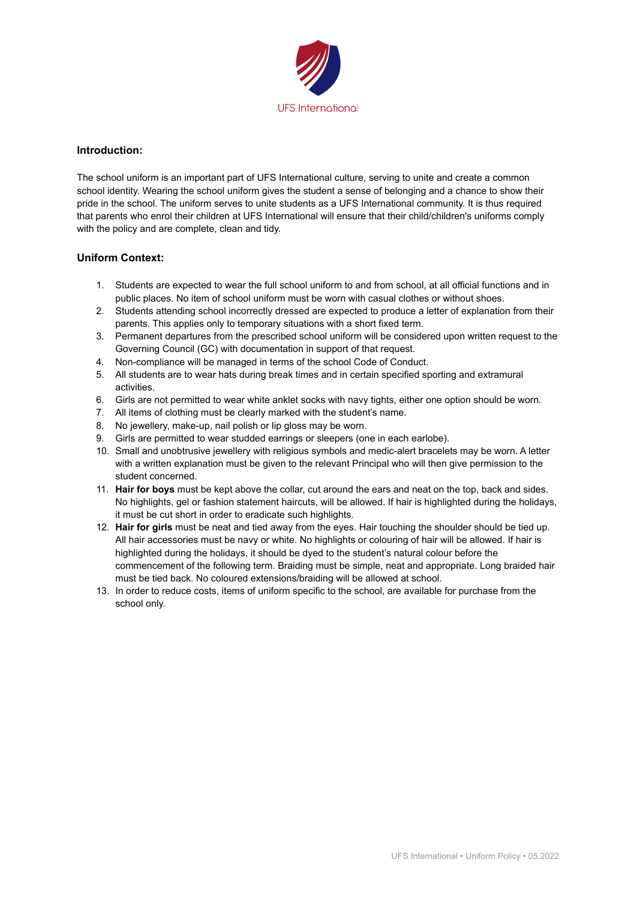UFS International

### Introduction:

The school uniform is an important part of UFS International culture, serving to unite and create a common school identity. Wearing the school uniform gives the student a sense of belonging and a chance to show their pride in the school. The uniform serves to unite students as a UFS International community. It is thus required that parents who enrol their children at UFS International will ensure that their child/children's uniforms comply with the policy and are complete, clean and tidy.

### Uniform Context:

1. Students are expected to wear the full school uniform to and from school, at all official functions and in public places. No item of school uniform must be worn with casual clothes or without shoes.
2. Students attending school incorrectly dressed are expected to produce a letter of explanation from their parents. This applies only to temporary situations with a short fixed term.
3. Permanent departures from the prescribed school uniform will be considered upon written request to the Governing Council (GC) with documentation in support of that request.
4. Non-compliance will be managed in terms of the school Code of Conduct.
5. All students are to wear hats during break times and in certain specified sporting and extramural activities.
6. Girls are not permitted to wear white anklet socks with navy tights, either one option should be worn.
7. All items of clothing must be clearly marked with the student's name.
8. No jewellery, make-up, nail polish or lip gloss may be worn.
9. Girls are permitted to wear studded earrings or sleepers (one in each earlobe).
10. Small and unobtrusive jewellery with religious symbols and medic-alert bracelets may be worn. A letter with a written explanation must be given to the relevant Principal who will then give permission to the student concerned.
11. **Hair for boys** must be kept above the collar, cut around the ears and neat on the top, back and sides. No highlights, gel or fashion statement haircuts, will be allowed. If hair is highlighted during the holidays, it must be cut short in order to eradicate such highlights.
12. **Hair for girls** must be neat and tied away from the eyes. Hair touching the shoulder should be tied up. All hair accessories must be navy or white. No highlights or colouring of hair will be allowed. If hair is highlighted during the holidays, it should be dyed to the student's natural colour before the commencement of the following term. Braiding must be simple, neat and appropriate. Long braided hair must be tied back. No coloured extensions/braiding will be allowed at school.
13. In order to reduce costs, items of uniform specific to the school, are available for purchase from the school only.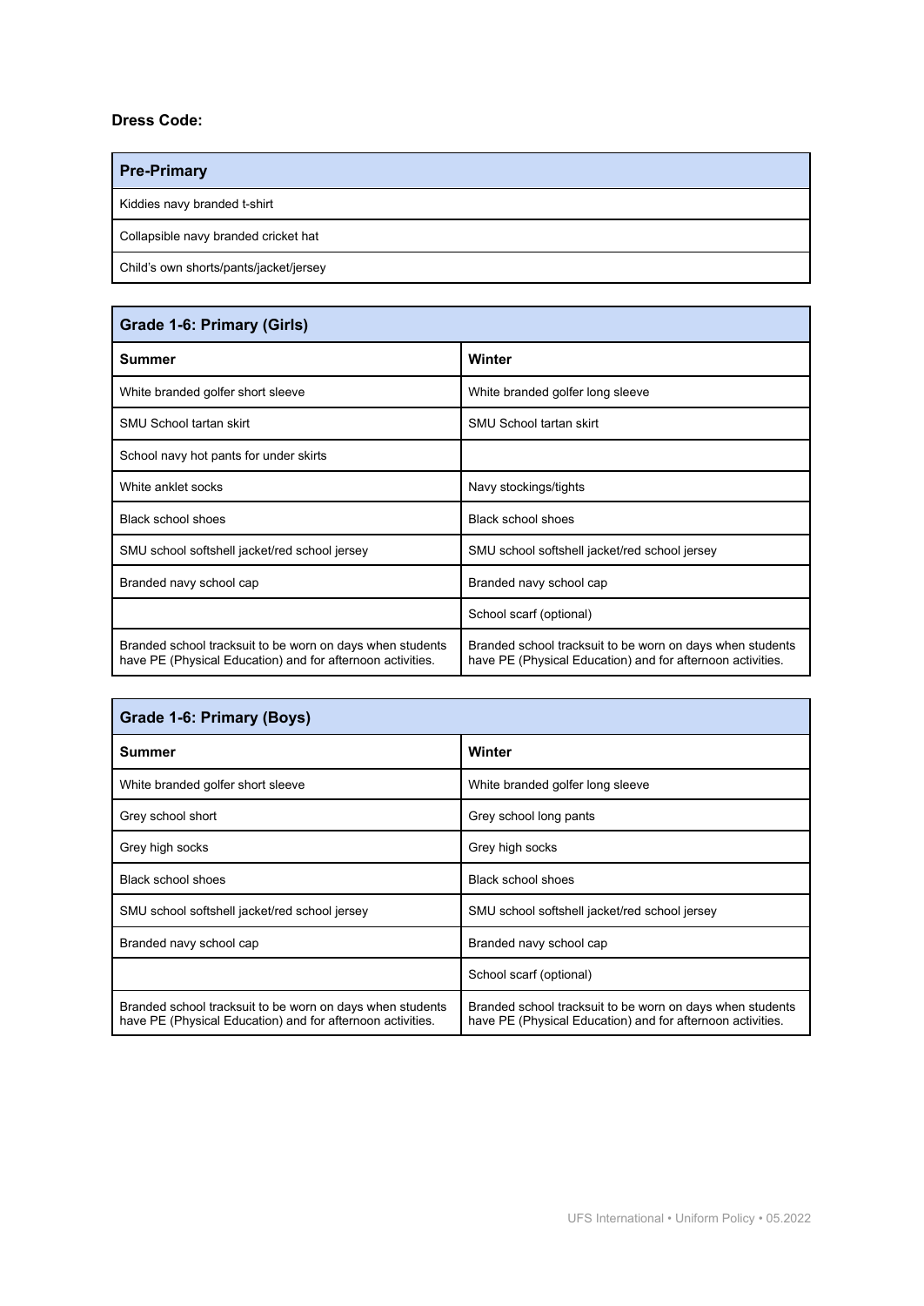**Dress Code:**

| Pre-Primary |
|---|
| Kiddies navy branded t-shirt |
| Collapsible navy branded cricket hat |
| Child's own shorts/pants/jacket/jersey |

| Grade 1-6: Primary (Girls) | |
|---|---|
| **Summer** | **Winter** |
| White branded golfer short sleeve | White branded golfer long sleeve |
| SMU School tartan skirt | SMU School tartan skirt |
| School navy hot pants for under skirts | |
| White anklet socks | Navy stockings/tights |
| Black school shoes | Black school shoes |
| SMU school softshell jacket/red school jersey | SMU school softshell jacket/red school jersey |
| Branded navy school cap | Branded navy school cap |
| | School scarf (optional) |
| Branded school tracksuit to be worn on days when students have PE (Physical Education) and for afternoon activities. | Branded school tracksuit to be worn on days when students have PE (Physical Education) and for afternoon activities. |

| Grade 1-6: Primary (Boys) | |
|---|---|
| **Summer** | **Winter** |
| White branded golfer short sleeve | White branded golfer long sleeve |
| Grey school short | Grey school long pants |
| Grey high socks | Grey high socks |
| Black school shoes | Black school shoes |
| SMU school softshell jacket/red school jersey | SMU school softshell jacket/red school jersey |
| Branded navy school cap | Branded navy school cap |
| | School scarf (optional) |
| Branded school tracksuit to be worn on days when students have PE (Physical Education) and for afternoon activities. | Branded school tracksuit to be worn on days when students have PE (Physical Education) and for afternoon activities. |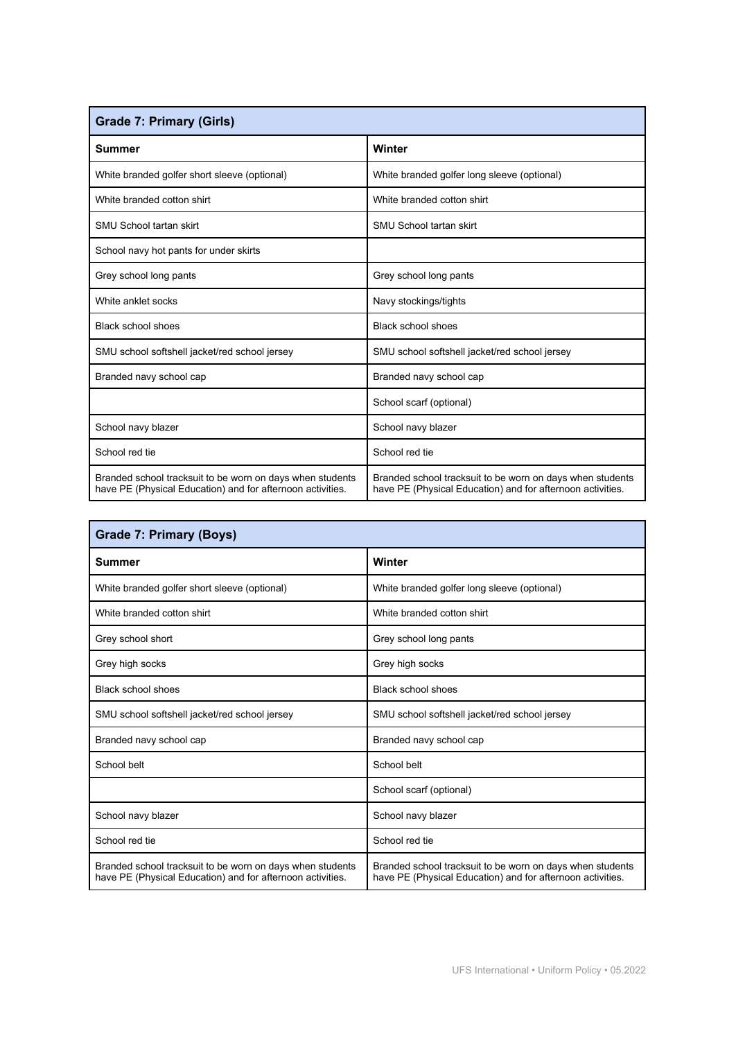| Grade 7: Primary (Girls) | |
|---|---|
| **Summer** | **Winter** |
| White branded golfer short sleeve (optional) | White branded golfer long sleeve (optional) |
| White branded cotton shirt | White branded cotton shirt |
| SMU School tartan skirt | SMU School tartan skirt |
| School navy hot pants for under skirts | |
| Grey school long pants | Grey school long pants |
| White anklet socks | Navy stockings/tights |
| Black school shoes | Black school shoes |
| SMU school softshell jacket/red school jersey | SMU school softshell jacket/red school jersey |
| Branded navy school cap | Branded navy school cap |
| | School scarf (optional) |
| School navy blazer | School navy blazer |
| School red tie | School red tie |
| Branded school tracksuit to be worn on days when students have PE (Physical Education) and for afternoon activities. | Branded school tracksuit to be worn on days when students have PE (Physical Education) and for afternoon activities. |

| Grade 7: Primary (Boys) | |
|---|---|
| **Summer** | **Winter** |
| White branded golfer short sleeve (optional) | White branded golfer long sleeve (optional) |
| White branded cotton shirt | White branded cotton shirt |
| Grey school short | Grey school long pants |
| Grey high socks | Grey high socks |
| Black school shoes | Black school shoes |
| SMU school softshell jacket/red school jersey | SMU school softshell jacket/red school jersey |
| Branded navy school cap | Branded navy school cap |
| School belt | School belt |
| | School scarf (optional) |
| School navy blazer | School navy blazer |
| School red tie | School red tie |
| Branded school tracksuit to be worn on days when students have PE (Physical Education) and for afternoon activities. | Branded school tracksuit to be worn on days when students have PE (Physical Education) and for afternoon activities. |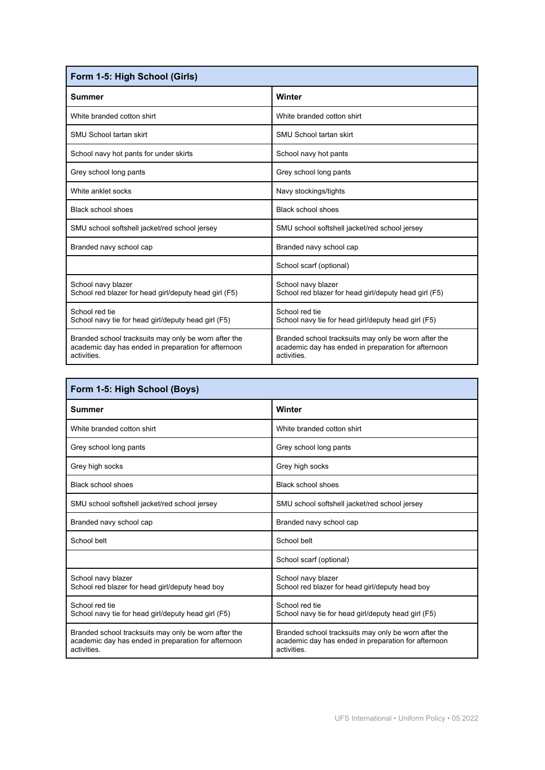| Form 1-5: High School (Girls) | |
|---|---|
| **Summer** | **Winter** |
| White branded cotton shirt | White branded cotton shirt |
| SMU School tartan skirt | SMU School tartan skirt |
| School navy hot pants for under skirts | School navy hot pants |
| Grey school long pants | Grey school long pants |
| White anklet socks | Navy stockings/tights |
| Black school shoes | Black school shoes |
| SMU school softshell jacket/red school jersey | SMU school softshell jacket/red school jersey |
| Branded navy school cap | Branded navy school cap |
| | School scarf (optional) |
| School navy blazer<br>School red blazer for head girl/deputy head girl (F5) | School navy blazer<br>School red blazer for head girl/deputy head girl (F5) |
| School red tie<br>School navy tie for head girl/deputy head girl (F5) | School red tie<br>School navy tie for head girl/deputy head girl (F5) |
| Branded school tracksuits may only be worn after the academic day has ended in preparation for afternoon activities. | Branded school tracksuits may only be worn after the academic day has ended in preparation for afternoon activities. |

| Form 1-5: High School (Boys) | |
|---|---|
| **Summer** | **Winter** |
| White branded cotton shirt | White branded cotton shirt |
| Grey school long pants | Grey school long pants |
| Grey high socks | Grey high socks |
| Black school shoes | Black school shoes |
| SMU school softshell jacket/red school jersey | SMU school softshell jacket/red school jersey |
| Branded navy school cap | Branded navy school cap |
| School belt | School belt |
| | School scarf (optional) |
| School navy blazer<br>School red blazer for head girl/deputy head boy | School navy blazer<br>School red blazer for head girl/deputy head boy |
| School red tie<br>School navy tie for head girl/deputy head girl (F5) | School red tie<br>School navy tie for head girl/deputy head girl (F5) |
| Branded school tracksuits may only be worn after the academic day has ended in preparation for afternoon activities. | Branded school tracksuits may only be worn after the academic day has ended in preparation for afternoon activities. |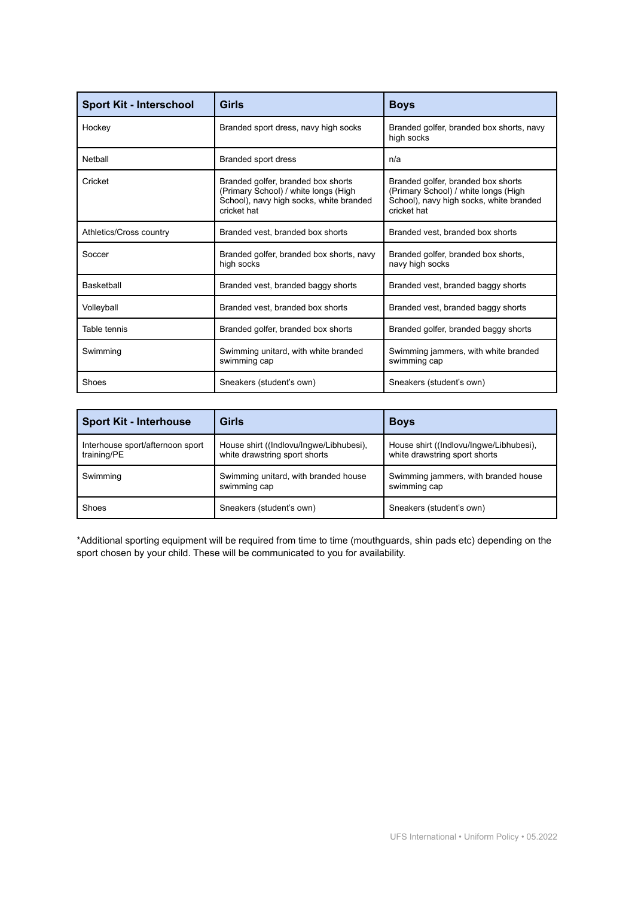| Sport Kit - Interschool | Girls | Boys |
|---|---|---|
| Hockey | Branded sport dress, navy high socks | Branded golfer, branded box shorts, navy high socks |
| Netball | Branded sport dress | n/a |
| Cricket | Branded golfer, branded box shorts (Primary School) / white longs (High School), navy high socks, white branded cricket hat | Branded golfer, branded box shorts (Primary School) / white longs (High School), navy high socks, white branded cricket hat |
| Athletics/Cross country | Branded vest, branded box shorts | Branded vest, branded box shorts |
| Soccer | Branded golfer, branded box shorts, navy high socks | Branded golfer, branded box shorts, navy high socks |
| Basketball | Branded vest, branded baggy shorts | Branded vest, branded baggy shorts |
| Volleyball | Branded vest, branded box shorts | Branded vest, branded baggy shorts |
| Table tennis | Branded golfer, branded box shorts | Branded golfer, branded baggy shorts |
| Swimming | Swimming unitard, with white branded swimming cap | Swimming jammers, with white branded swimming cap |
| Shoes | Sneakers (student's own) | Sneakers (student's own) |

| Sport Kit - Interhouse | Girls | Boys |
|---|---|---|
| Interhouse sport/afternoon sport training/PE | House shirt ((Indlovu/Ingwe/Libhubesi), white drawstring sport shorts | House shirt ((Indlovu/Ingwe/Libhubesi), white drawstring sport shorts |
| Swimming | Swimming unitard, with branded house swimming cap | Swimming jammers, with branded house swimming cap |
| Shoes | Sneakers (student's own) | Sneakers (student's own) |

*Additional sporting equipment will be required from time to time (mouthguards, shin pads etc) depending on the sport chosen by your child. These will be communicated to you for availability.